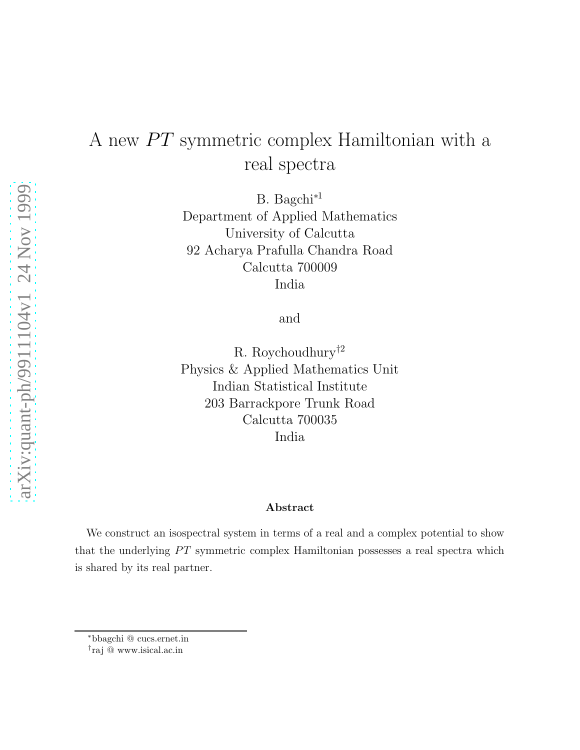# A new $PT$ symmetric complex Hamiltonian with a real spectra

B. Bagchi*[1]
Department of Applied Mathematics
University of Calcutta
92 Acharya Prafulla Chandra Road
Calcutta 700009
India

and

R. Roychoudhury†[2]
Physics & Applied Mathematics Unit
Indian Statistical Institute
203 Barrackpore Trunk Road
Calcutta 700035
India

### Abstract

We construct an isospectral system in terms of a real and a complex potential to show that the underlying $PT$ symmetric complex Hamiltonian possesses a real spectra which is shared by its real partner.

---

*bbagchi @ cucs.ernet.in
†raj @ www.isical.ac.in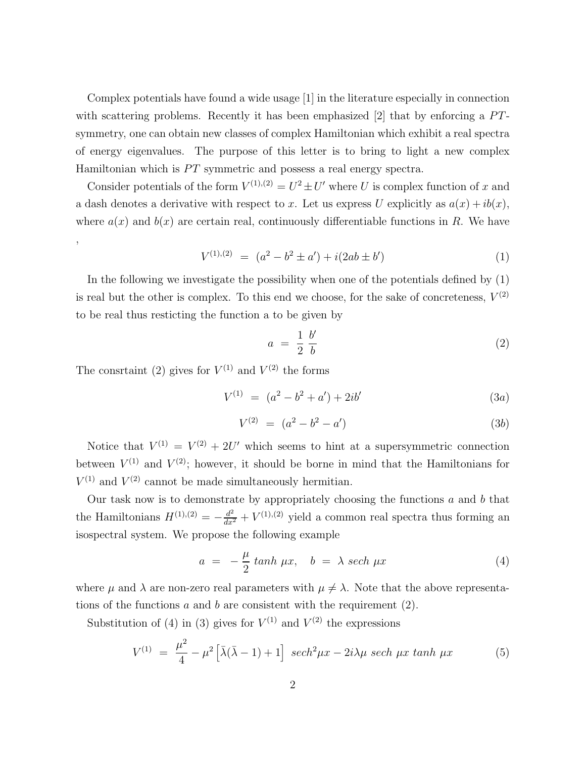Complex potentials have found a wide usage [1] in the literature especially in connection with scattering problems. Recently it has been emphasized [2] that by enforcing a $PT$-symmetry, one can obtain new classes of complex Hamiltonian which exhibit a real spectra of energy eigenvalues. The purpose of this letter is to bring to light a new complex Hamiltonian which is $PT$ symmetric and possess a real energy spectra.

Consider potentials of the form $V^{(1),(2)} = U^2 \pm U'$ where $U$ is complex function of $x$ and a dash denotes a derivative with respect to $x$. Let us express $U$ explicitly as $a(x) + ib(x)$, where $a(x)$ and $b(x)$ are certain real, continuously differentiable functions in $R$. We have ,

$$V^{(1),(2)} \;=\; (a^2 - b^2 \pm a') + i(2ab \pm b') \tag{1}$$

In the following we investigate the possibility when one of the potentials defined by (1) is real but the other is complex. To this end we choose, for the sake of concreteness, $V^{(2)}$ to be real thus resticting the function a to be given by

$$a \;=\; \frac{1}{2}\,\frac{b'}{b} \tag{2}$$

The consrtaint (2) gives for $V^{(1)}$ and $V^{(2)}$ the forms

$$V^{(1)} \;=\; (a^2 - b^2 + a') + 2ib' \tag{3a}$$

$$V^{(2)} \;=\; (a^2 - b^2 - a') \tag{3b}$$

Notice that $V^{(1)} = V^{(2)} + 2U'$ which seems to hint at a supersymmetric connection between $V^{(1)}$ and $V^{(2)}$; however, it should be borne in mind that the Hamiltonians for $V^{(1)}$ and $V^{(2)}$ cannot be made simultaneously hermitian.

Our task now is to demonstrate by appropriately choosing the functions $a$ and $b$ that the Hamiltonians $H^{(1),(2)} = -\frac{d^2}{dx^2} + V^{(1),(2)}$ yield a common real spectra thus forming an isospectral system. We propose the following example

$$a \;=\; -\frac{\mu}{2}\,tanh\;\mu x, \quad b \;=\; \lambda\;sech\;\mu x \tag{4}$$

where $\mu$ and $\lambda$ are non-zero real parameters with $\mu \neq \lambda$. Note that the above representations of the functions $a$ and $b$ are consistent with the requirement (2).

Substitution of (4) in (3) gives for $V^{(1)}$ and $V^{(2)}$ the expressions

$$V^{(1)} \;=\; \frac{\mu^2}{4} - \mu^2\left[\bar{\lambda}(\bar{\lambda} - 1) + 1\right]\; sech^2\mu x - 2i\lambda\mu\; sech\;\mu x\; tanh\;\mu x \tag{5}$$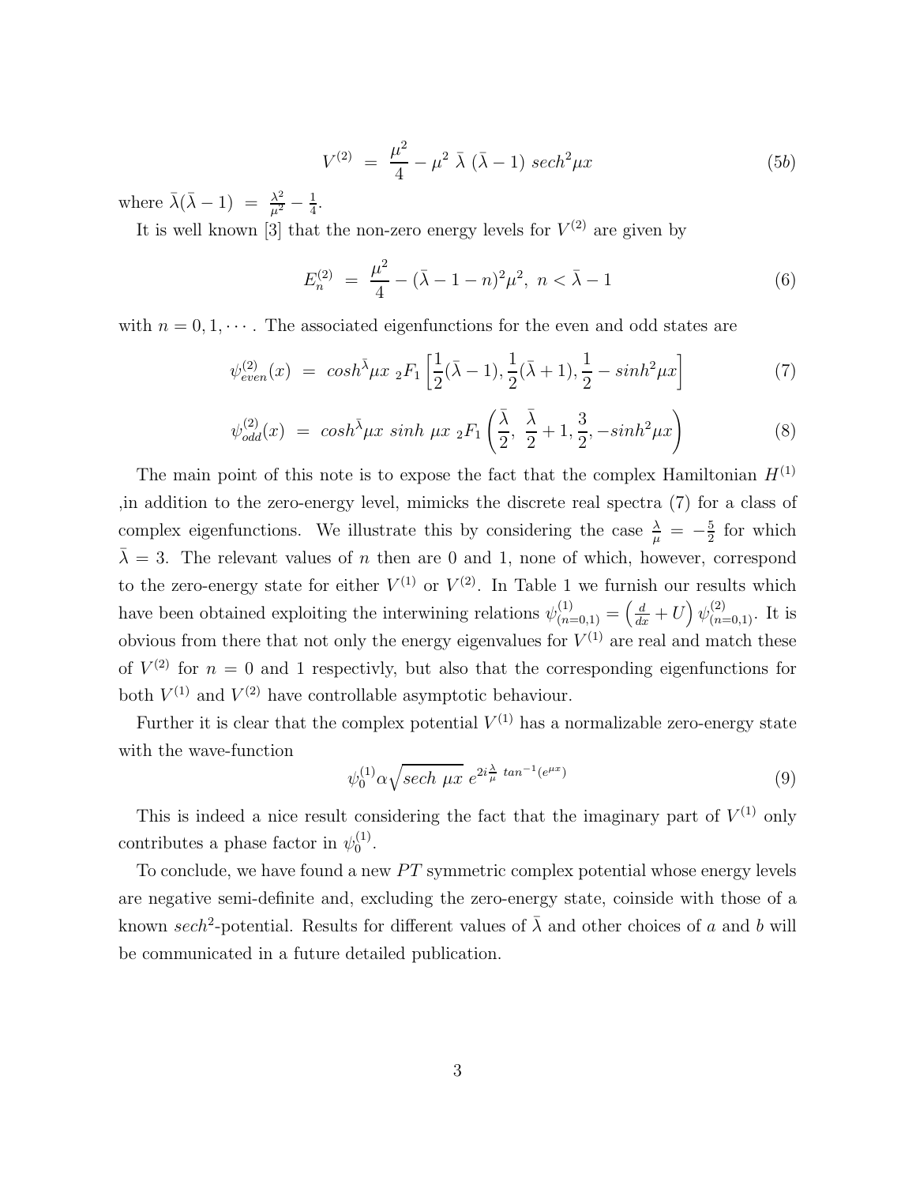$$V^{(2)} \;=\; \frac{\mu^2}{4} - \mu^2 \;\bar{\lambda}\;(\bar{\lambda}-1)\; sech^2\mu x \tag{5b}$$

where $\bar{\lambda}(\bar{\lambda}-1) \;=\; \frac{\lambda^2}{\mu^2} - \frac{1}{4}$.

It is well known [3] that the non-zero energy levels for $V^{(2)}$ are given by

$$E_n^{(2)} \;=\; \frac{\mu^2}{4} - (\bar{\lambda}-1-n)^2\mu^2,\;\; n < \bar{\lambda}-1 \tag{6}$$

with $n = 0, 1, \cdots$. The associated eigenfunctions for the even and odd states are

$$\psi^{(2)}_{even}(x) \;=\; cosh^{\bar{\lambda}}\mu x \;\, {}_2F_1\left[\frac{1}{2}(\bar{\lambda}-1), \frac{1}{2}(\bar{\lambda}+1), \frac{1}{2} - sinh^2\mu x\right] \tag{7}$$

$$\psi^{(2)}_{odd}(x) \;=\; cosh^{\bar{\lambda}}\mu x \;\, sinh\;\mu x \;\, {}_2F_1\left(\frac{\bar{\lambda}}{2},\; \frac{\bar{\lambda}}{2}+1, \frac{3}{2}, -sinh^2\mu x\right) \tag{8}$$

The main point of this note is to expose the fact that the complex Hamiltonian $H^{(1)}$ ,in addition to the zero-energy level, mimicks the discrete real spectra (7) for a class of complex eigenfunctions. We illustrate this by considering the case $\frac{\lambda}{\mu} = -\frac{5}{2}$ for which $\bar{\lambda} = 3$. The relevant values of $n$ then are 0 and 1, none of which, however, correspond to the zero-energy state for either $V^{(1)}$ or $V^{(2)}$. In Table 1 we furnish our results which have been obtained exploiting the interwining relations $\psi^{(1)}_{(n=0,1)} = \left(\frac{d}{dx} + U\right)\psi^{(2)}_{(n=0,1)}$. It is obvious from there that not only the energy eigenvalues for $V^{(1)}$ are real and match these of $V^{(2)}$ for $n = 0$ and 1 respectivly, but also that the corresponding eigenfunctions for both $V^{(1)}$ and $V^{(2)}$ have controllable asymptotic behaviour.

Further it is clear that the complex potential $V^{(1)}$ has a normalizable zero-energy state with the wave-function

$$\psi^{(1)}_0 \alpha \sqrt{sech\;\mu x}\; e^{2i\frac{\lambda}{\mu}\; tan^{-1}(e^{\mu x})} \tag{9}$$

This is indeed a nice result considering the fact that the imaginary part of $V^{(1)}$ only contributes a phase factor in $\psi^{(1)}_0$.

To conclude, we have found a new $PT$ symmetric complex potential whose energy levels are negative semi-definite and, excluding the zero-energy state, coinside with those of a known $sech^2$-potential. Results for different values of $\bar{\lambda}$ and other choices of $a$ and $b$ will be communicated in a future detailed publication.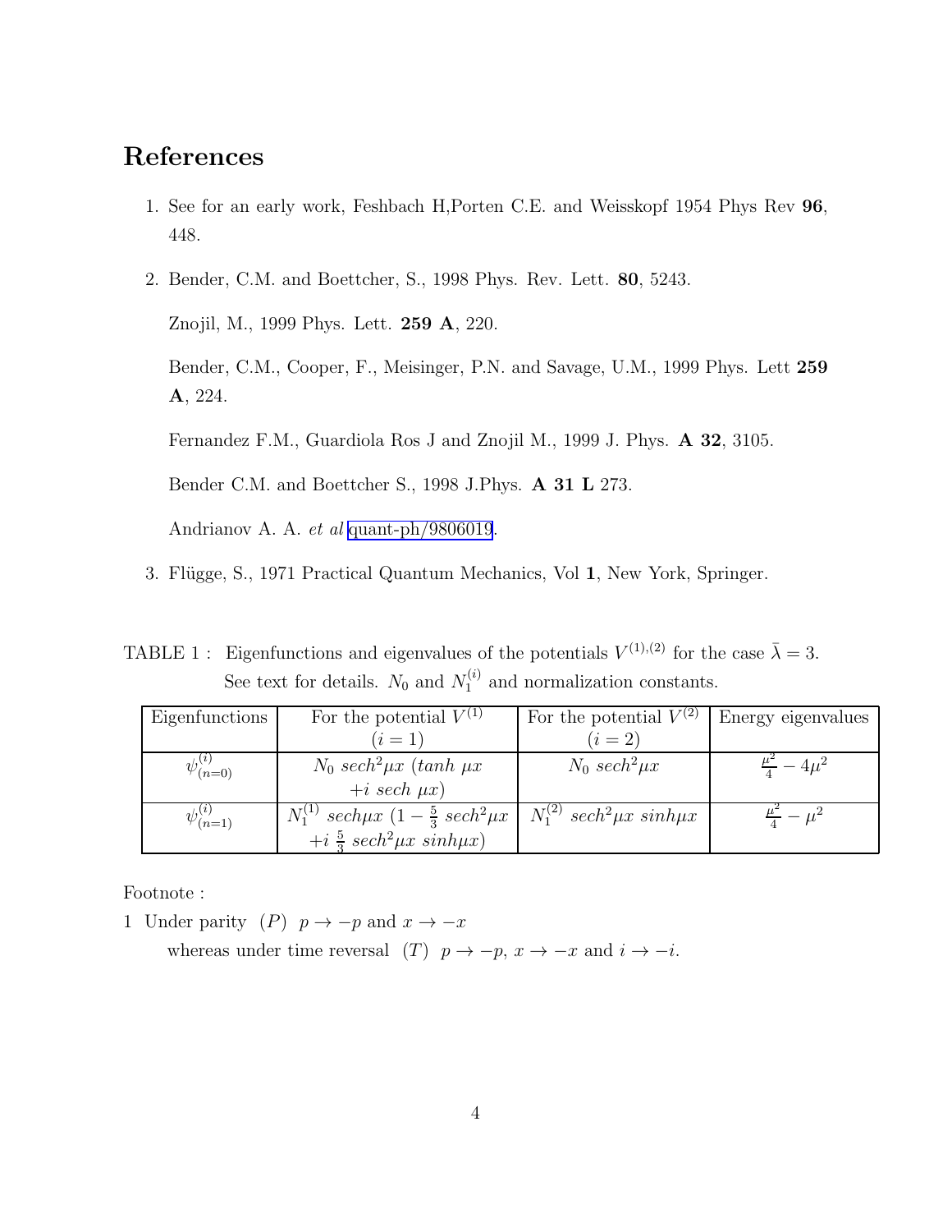# References

1. See for an early work, Feshbach H,Porten C.E. and Weisskopf 1954 Phys Rev **96**, 448.

2. Bender, C.M. and Boettcher, S., 1998 Phys. Rev. Lett. **80**, 5243.

   Znojil, M., 1999 Phys. Lett. **259 A**, 220.

   Bender, C.M., Cooper, F., Meisinger, P.N. and Savage, U.M., 1999 Phys. Lett **259 A**, 224.

   Fernandez F.M., Guardiola Ros J and Znojil M., 1999 J. Phys. **A 32**, 3105.

   Bender C.M. and Boettcher S., 1998 J.Phys. **A 31 L** 273.

   Andrianov A. A. *et al* quant-ph/9806019.

3. Flügge, S., 1971 Practical Quantum Mechanics, Vol **1**, New York, Springer.

TABLE 1 : Eigenfunctions and eigenvalues of the potentials $V^{(1),(2)}$ for the case $\bar{\lambda} = 3$. See text for details. $N_0$ and $N_1^{(i)}$ and normalization constants.

| Eigenfunctions | For the potential $V^{(1)}$ $(i = 1)$ | For the potential $V^{(2)}$ $(i = 2)$ | Energy eigenvalues |
|---|---|---|---|
| $\psi^{(i)}_{(n=0)}$ | $N_0 \; sech^2 \mu x \; (tanh \; \mu x + i \; sech \; \mu x)$ | $N_0 \; sech^2 \mu x$ | $\frac{\mu^2}{4} - 4\mu^2$ |
| $\psi^{(i)}_{(n=1)}$ | $N_1^{(1)} \; sech \mu x \; (1 - \frac{5}{3} \; sech^2 \mu x + i \; \frac{5}{3} \; sech^2 \mu x \; sinh \mu x)$ | $N_1^{(2)} \; sech^2 \mu x \; sinh \mu x$ | $\frac{\mu^2}{4} - \mu^2$ |

Footnote :

1 Under parity $(P)$ $p \rightarrow -p$ and $x \rightarrow -x$ whereas under time reversal $(T)$ $p \rightarrow -p$, $x \rightarrow -x$ and $i \rightarrow -i$.